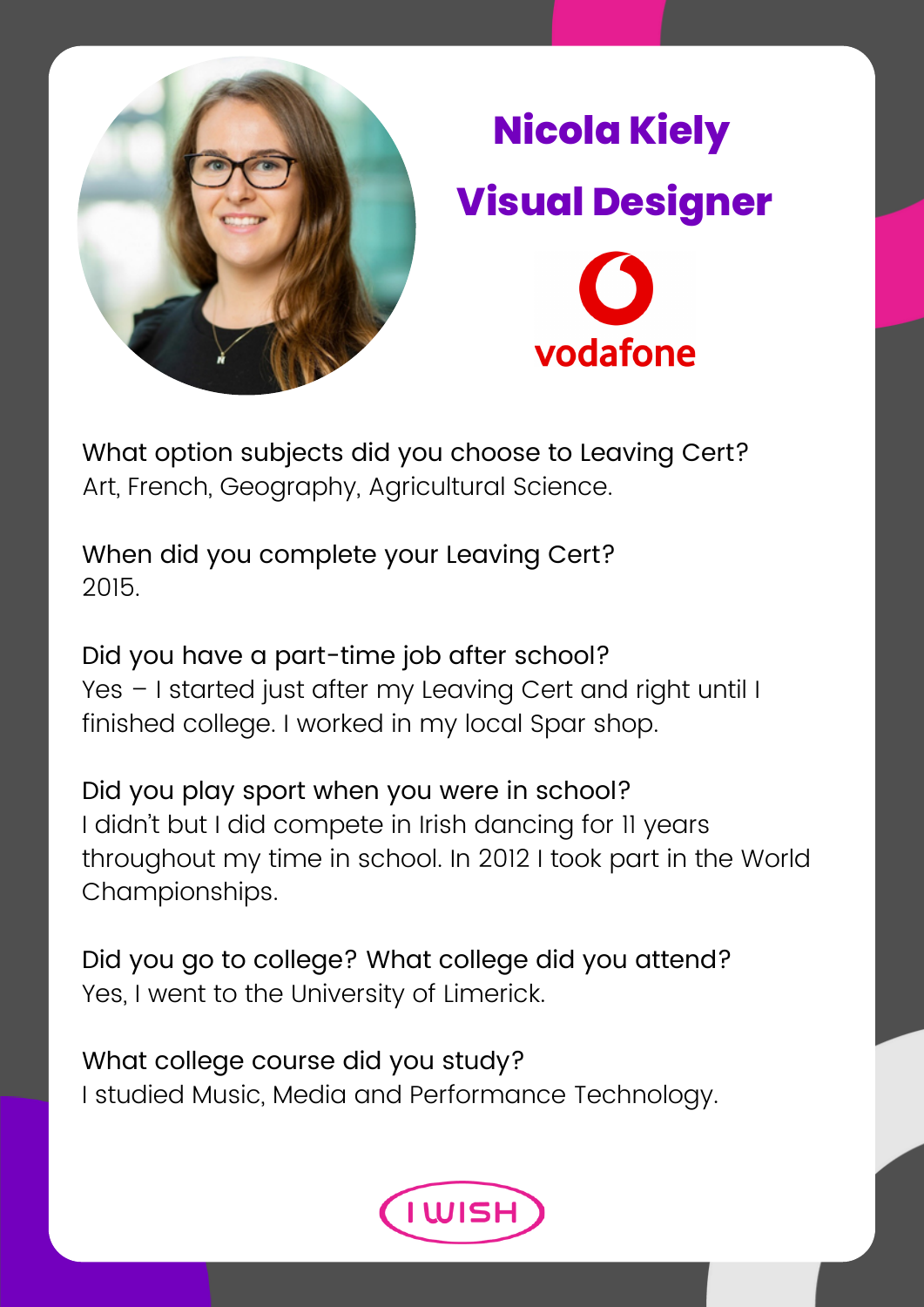# Nicola Kiely

## Visual Designer

vodafone

**What option subjects did you choose to Leaving Cert?**
Art, French, Geography, Agricultural Science.

**When did you complete your Leaving Cert?**
2015.

**Did you have a part-time job after school?**
Yes – I started just after my Leaving Cert and right until I finished college. I worked in my local Spar shop.

**Did you play sport when you were in school?**
I didn't but I did compete in Irish dancing for 11 years throughout my time in school. In 2012 I took part in the World Championships.

**Did you go to college? What college did you attend?**
Yes, I went to the University of Limerick.

**What college course did you study?**
I studied Music, Media and Performance Technology.

I WISH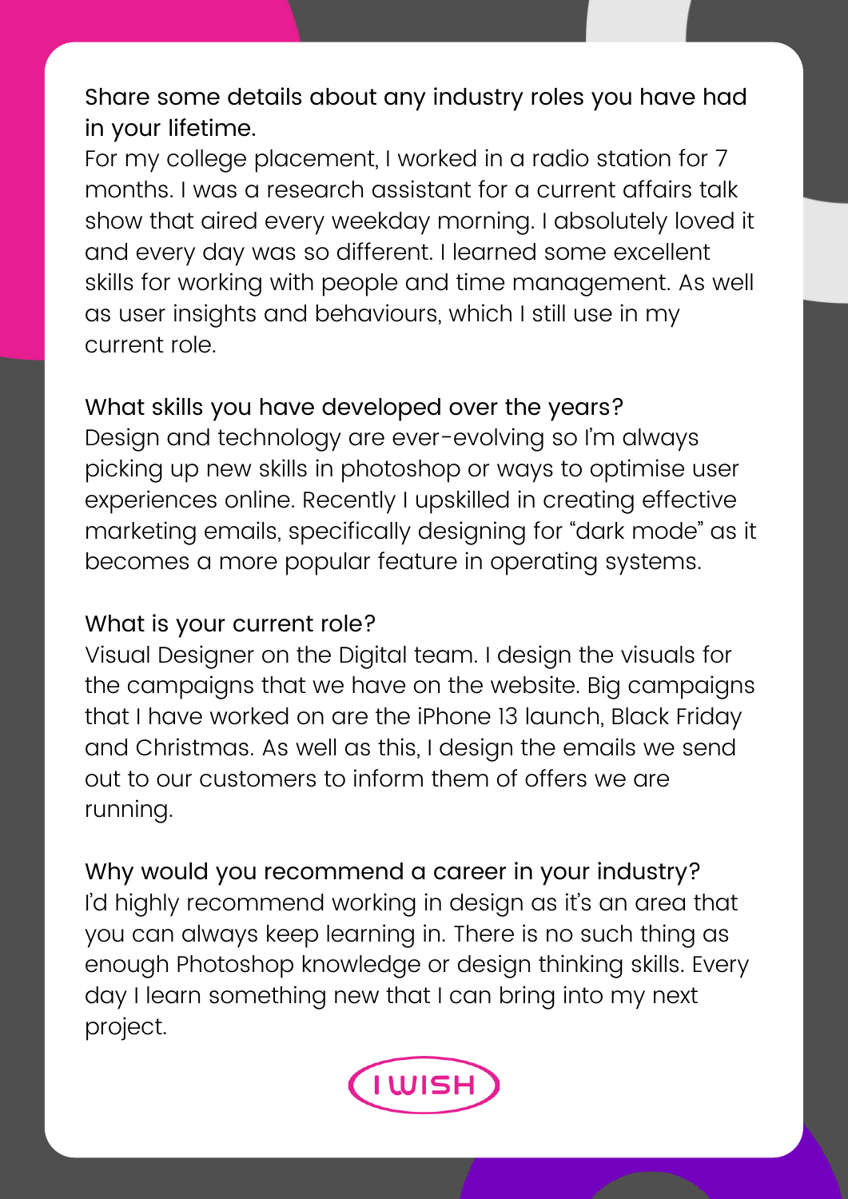## Share some details about any industry roles you have had in your lifetime.

For my college placement, I worked in a radio station for 7 months. I was a research assistant for a current affairs talk show that aired every weekday morning. I absolutely loved it and every day was so different. I learned some excellent skills for working with people and time management. As well as user insights and behaviours, which I still use in my current role.

## What skills you have developed over the years?

Design and technology are ever-evolving so I'm always picking up new skills in photoshop or ways to optimise user experiences online. Recently I upskilled in creating effective marketing emails, specifically designing for "dark mode" as it becomes a more popular feature in operating systems.

## What is your current role?

Visual Designer on the Digital team. I design the visuals for the campaigns that we have on the website. Big campaigns that I have worked on are the iPhone 13 launch, Black Friday and Christmas. As well as this, I design the emails we send out to our customers to inform them of offers we are running.

## Why would you recommend a career in your industry?

I'd highly recommend working in design as it's an area that you can always keep learning in. There is no such thing as enough Photoshop knowledge or design thinking skills. Every day I learn something new that I can bring into my next project.

I WISH